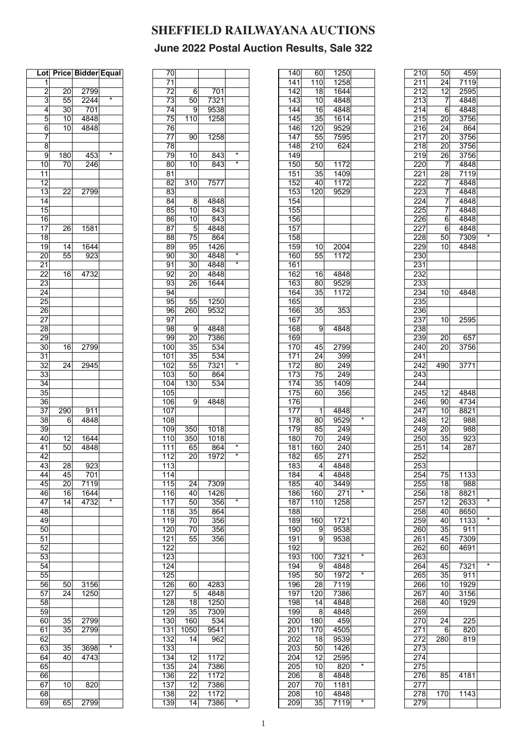# SHEFFIELD RAILWAYANA AUCTIONS

## June 2022 Postal Auction Results, Sale 322

| Lot | Price | Bidder | Equal |
|---|---|---|---|
| 1 | | | |
| 2 | 20 | 2799 | |
| 3 | 55 | 2244 | * |
| 4 | 30 | 701 | |
| 5 | 10 | 4848 | |
| 6 | 10 | 4848 | |
| 7 | | | |
| 8 | | | |
| 9 | 180 | 453 | * |
| 10 | 70 | 246 | |
| 11 | | | |
| 12 | | | |
| 13 | 22 | 2799 | |
| 14 | | | |
| 15 | | | |
| 16 | | | |
| 17 | 26 | 1581 | |
| 18 | | | |
| 19 | 14 | 1644 | |
| 20 | 55 | 923 | |
| 21 | | | |
| 22 | 16 | 4732 | |
| 23 | | | |
| 24 | | | |
| 25 | | | |
| 26 | | | |
| 27 | | | |
| 28 | | | |
| 29 | | | |
| 30 | 16 | 2799 | |
| 31 | | | |
| 32 | 24 | 2945 | |
| 33 | | | |
| 34 | | | |
| 35 | | | |
| 36 | | | |
| 37 | 290 | 911 | |
| 38 | 6 | 4848 | |
| 39 | | | |
| 40 | 12 | 1644 | |
| 41 | 50 | 4848 | |
| 42 | | | |
| 43 | 28 | 923 | |
| 44 | 45 | 701 | |
| 45 | 20 | 7119 | |
| 46 | 16 | 1644 | |
| 47 | 14 | 4732 | * |
| 48 | | | |
| 49 | | | |
| 50 | | | |
| 51 | | | |
| 52 | | | |
| 53 | | | |
| 54 | | | |
| 55 | | | |
| 56 | 50 | 3156 | |
| 57 | 24 | 1250 | |
| 58 | | | |
| 59 | | | |
| 60 | 35 | 2799 | |
| 61 | 35 | 2799 | |
| 62 | | | |
| 63 | 35 | 3698 | * |
| 64 | 40 | 4743 | |
| 65 | | | |
| 66 | | | |
| 67 | 10 | 820 | |
| 68 | | | |
| 69 | 65 | 2799 | |
| 70 | | | |
| 71 | | | |
| 72 | 6 | 701 | |
| 73 | 50 | 7321 | |
| 74 | 9 | 9538 | |
| 75 | 110 | 1258 | |
| 76 | | | |
| 77 | 90 | 1258 | |
| 78 | | | |
| 79 | 10 | 843 | * |
| 80 | 10 | 843 | * |
| 81 | | | |
| 82 | 310 | 7577 | |
| 83 | | | |
| 84 | 8 | 4848 | |
| 85 | 10 | 843 | |
| 86 | 10 | 843 | |
| 87 | 5 | 4848 | |
| 88 | 75 | 864 | |
| 89 | 95 | 1426 | |
| 90 | 30 | 4848 | * |
| 91 | 30 | 4848 | * |
| 92 | 20 | 4848 | |
| 93 | 26 | 1644 | |
| 94 | | | |
| 95 | 55 | 1250 | |
| 96 | 260 | 9532 | |
| 97 | | | |
| 98 | 9 | 4848 | |
| 99 | 20 | 7386 | |
| 100 | 35 | 534 | |
| 101 | 35 | 534 | |
| 102 | 55 | 7321 | * |
| 103 | 50 | 864 | |
| 104 | 130 | 534 | |
| 105 | | | |
| 106 | 9 | 4848 | |
| 107 | | | |
| 108 | | | |
| 109 | 350 | 1018 | |
| 110 | 350 | 1018 | |
| 111 | 65 | 864 | * |
| 112 | 20 | 1972 | * |
| 113 | | | |
| 114 | | | |
| 115 | 24 | 7309 | |
| 116 | 40 | 1426 | |
| 117 | 50 | 356 | * |
| 118 | 35 | 864 | |
| 119 | 70 | 356 | |
| 120 | 70 | 356 | |
| 121 | 55 | 356 | |
| 122 | | | |
| 123 | | | |
| 124 | | | |
| 125 | | | |
| 126 | 60 | 4283 | |
| 127 | 5 | 4848 | |
| 128 | 18 | 1250 | |
| 129 | 35 | 7309 | |
| 130 | 160 | 534 | |
| 131 | 1050 | 9541 | |
| 132 | 14 | 962 | |
| 133 | | | |
| 134 | 12 | 1172 | |
| 135 | 24 | 7386 | |
| 136 | 22 | 1172 | |
| 137 | 12 | 7386 | |
| 138 | 22 | 1172 | |
| 139 | 14 | 7386 | * |
| 140 | 60 | 1250 | |
| 141 | 110 | 1258 | |
| 142 | 18 | 1644 | |
| 143 | 10 | 4848 | |
| 144 | 16 | 4848 | |
| 145 | 35 | 1614 | |
| 146 | 120 | 9529 | |
| 147 | 55 | 7595 | |
| 148 | 210 | 624 | |
| 149 | | | |
| 150 | 50 | 1172 | |
| 151 | 35 | 1409 | |
| 152 | 40 | 1172 | |
| 153 | 120 | 9529 | |
| 154 | | | |
| 155 | | | |
| 156 | | | |
| 157 | | | |
| 158 | | | |
| 159 | 10 | 2004 | |
| 160 | 55 | 1172 | |
| 161 | | | |
| 162 | 16 | 4848 | |
| 163 | 80 | 9529 | |
| 164 | 35 | 1172 | |
| 165 | | | |
| 166 | 35 | 353 | |
| 167 | | | |
| 168 | 9 | 4848 | |
| 169 | | | |
| 170 | 45 | 2799 | |
| 171 | 24 | 399 | |
| 172 | 80 | 249 | |
| 173 | 75 | 249 | |
| 174 | 35 | 1409 | |
| 175 | 60 | 356 | |
| 176 | | | |
| 177 | 1 | 4848 | |
| 178 | 80 | 9529 | * |
| 179 | 85 | 249 | |
| 180 | 70 | 249 | |
| 181 | 160 | 240 | |
| 182 | 65 | 271 | |
| 183 | 4 | 4848 | |
| 184 | 4 | 4848 | |
| 185 | 40 | 3449 | |
| 186 | 160 | 271 | * |
| 187 | 110 | 1258 | |
| 188 | | | |
| 189 | 160 | 1721 | |
| 190 | 9 | 9538 | |
| 191 | 9 | 9538 | |
| 192 | | | |
| 193 | 100 | 7321 | * |
| 194 | 9 | 4848 | |
| 195 | 50 | 1972 | * |
| 196 | 28 | 7119 | |
| 197 | 120 | 7386 | |
| 198 | 14 | 4848 | |
| 199 | 8 | 4848 | |
| 200 | 180 | 459 | |
| 201 | 170 | 4505 | |
| 202 | 18 | 9539 | |
| 203 | 50 | 1426 | |
| 204 | 12 | 2595 | |
| 205 | 10 | 820 | * |
| 206 | 8 | 4848 | |
| 207 | 70 | 1181 | |
| 208 | 10 | 4848 | |
| 209 | 35 | 7119 | * |
| 210 | 50 | 459 | |
| 211 | 24 | 7119 | |
| 212 | 12 | 2595 | |
| 213 | 7 | 4848 | |
| 214 | 6 | 4848 | |
| 215 | 20 | 3756 | |
| 216 | 24 | 864 | |
| 217 | 20 | 3756 | |
| 218 | 20 | 3756 | |
| 219 | 26 | 3756 | |
| 220 | 7 | 4848 | |
| 221 | 28 | 7119 | |
| 222 | 7 | 4848 | |
| 223 | 7 | 4848 | |
| 224 | 7 | 4848 | |
| 225 | 7 | 4848 | |
| 226 | 6 | 4848 | |
| 227 | 6 | 4848 | |
| 228 | 50 | 7309 | * |
| 229 | 10 | 4848 | |
| 230 | | | |
| 231 | | | |
| 232 | | | |
| 233 | | | |
| 234 | 10 | 4848 | |
| 235 | | | |
| 236 | | | |
| 237 | 10 | 2595 | |
| 238 | | | |
| 239 | 20 | 657 | |
| 240 | 20 | 3756 | |
| 241 | | | |
| 242 | 490 | 3771 | |
| 243 | | | |
| 244 | | | |
| 245 | 12 | 4848 | |
| 246 | 90 | 4734 | |
| 247 | 10 | 8821 | |
| 248 | 12 | 988 | |
| 249 | 20 | 988 | |
| 250 | 35 | 923 | |
| 251 | 14 | 287 | |
| 252 | | | |
| 253 | | | |
| 254 | 75 | 1133 | |
| 255 | 18 | 988 | |
| 256 | 18 | 8821 | |
| 257 | 12 | 2633 | * |
| 258 | 40 | 8650 | |
| 259 | 40 | 1133 | * |
| 260 | 35 | 911 | |
| 261 | 45 | 7309 | |
| 262 | 60 | 4691 | |
| 263 | | | |
| 264 | 45 | 7321 | * |
| 265 | 35 | 911 | |
| 266 | 10 | 1929 | |
| 267 | 40 | 3156 | |
| 268 | 40 | 1929 | |
| 269 | | | |
| 270 | 24 | 225 | |
| 271 | 6 | 820 | |
| 272 | 280 | 819 | |
| 273 | | | |
| 274 | | | |
| 275 | | | |
| 276 | 85 | 4181 | |
| 277 | | | |
| 278 | 170 | 1143 | |
| 279 | | | |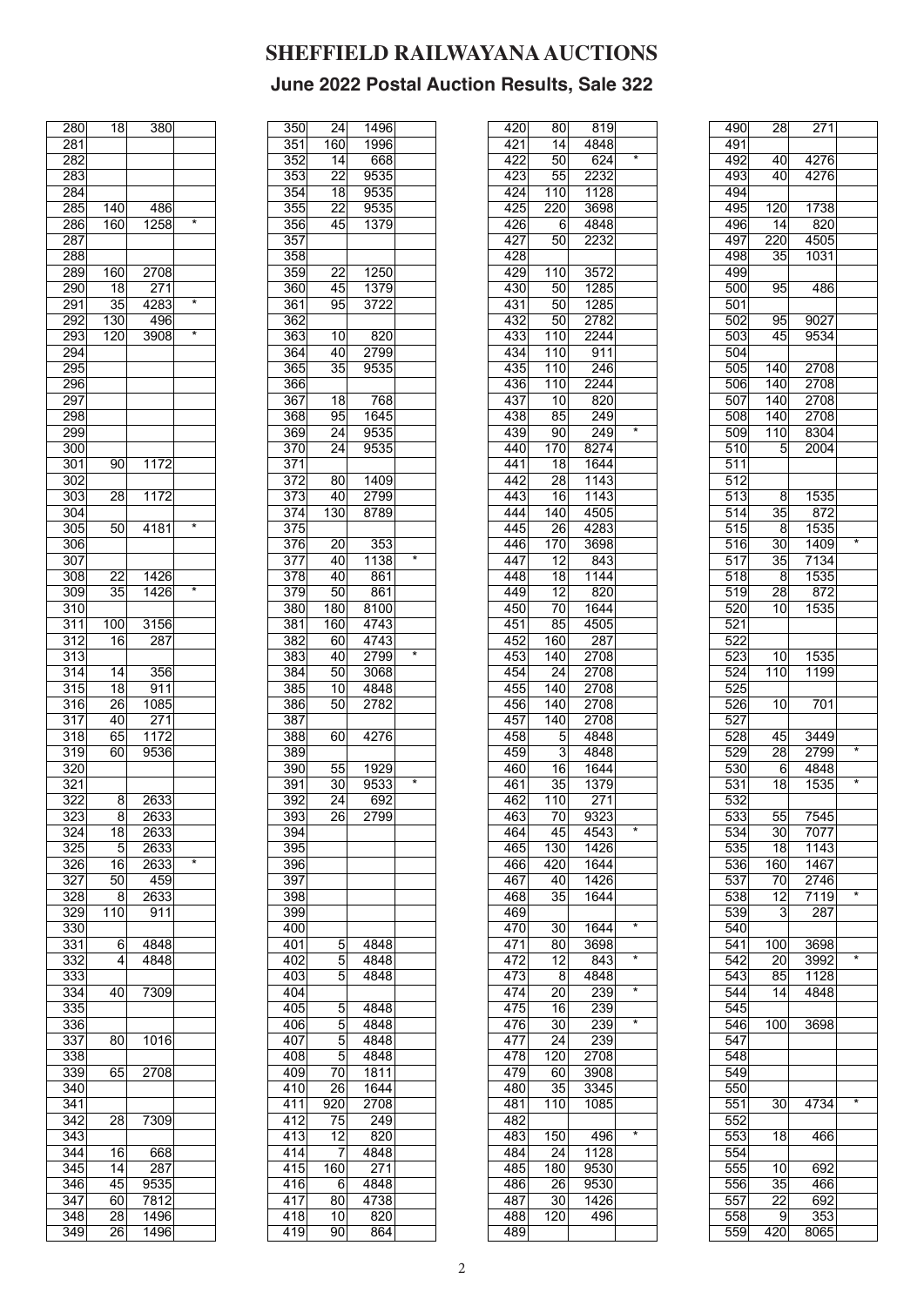# SHEFFIELD RAILWAYANA AUCTIONS

## June 2022 Postal Auction Results, Sale 322

| Lot | Price | Buyer | |
|---|---|---|---|
| 280 | 18 | 380 | |
| 281 | | | |
| 282 | | | |
| 283 | | | |
| 284 | | | |
| 285 | 140 | 486 | |
| 286 | 160 | 1258 | * |
| 287 | | | |
| 288 | | | |
| 289 | 160 | 2708 | |
| 290 | 18 | 271 | |
| 291 | 35 | 4283 | * |
| 292 | 130 | 496 | |
| 293 | 120 | 3908 | * |
| 294 | | | |
| 295 | | | |
| 296 | | | |
| 297 | | | |
| 298 | | | |
| 299 | | | |
| 300 | | | |
| 301 | 90 | 1172 | |
| 302 | | | |
| 303 | 28 | 1172 | |
| 304 | | | |
| 305 | 50 | 4181 | * |
| 306 | | | |
| 307 | | | |
| 308 | 22 | 1426 | |
| 309 | 35 | 1426 | * |
| 310 | | | |
| 311 | 100 | 3156 | |
| 312 | 16 | 287 | |
| 313 | | | |
| 314 | 14 | 356 | |
| 315 | 18 | 911 | |
| 316 | 26 | 1085 | |
| 317 | 40 | 271 | |
| 318 | 65 | 1172 | |
| 319 | 60 | 9536 | |
| 320 | | | |
| 321 | | | |
| 322 | 8 | 2633 | |
| 323 | 8 | 2633 | |
| 324 | 18 | 2633 | |
| 325 | 5 | 2633 | |
| 326 | 16 | 2633 | * |
| 327 | 50 | 459 | |
| 328 | 8 | 2633 | |
| 329 | 110 | 911 | |
| 330 | | | |
| 331 | 6 | 4848 | |
| 332 | 4 | 4848 | |
| 333 | | | |
| 334 | 40 | 7309 | |
| 335 | | | |
| 336 | | | |
| 337 | 80 | 1016 | |
| 338 | | | |
| 339 | 65 | 2708 | |
| 340 | | | |
| 341 | | | |
| 342 | 28 | 7309 | |
| 343 | | | |
| 344 | 16 | 668 | |
| 345 | 14 | 287 | |
| 346 | 45 | 9535 | |
| 347 | 60 | 7812 | |
| 348 | 28 | 1496 | |
| 349 | 26 | 1496 | |
| 350 | 24 | 1496 | |
| 351 | 160 | 1996 | |
| 352 | 14 | 668 | |
| 353 | 22 | 9535 | |
| 354 | 18 | 9535 | |
| 355 | 22 | 9535 | |
| 356 | 45 | 1379 | |
| 357 | | | |
| 358 | | | |
| 359 | 22 | 1250 | |
| 360 | 45 | 1379 | |
| 361 | 95 | 3722 | |
| 362 | | | |
| 363 | 10 | 820 | |
| 364 | 40 | 2799 | |
| 365 | 35 | 9535 | |
| 366 | | | |
| 367 | 18 | 768 | |
| 368 | 95 | 1645 | |
| 369 | 24 | 9535 | |
| 370 | 24 | 9535 | |
| 371 | | | |
| 372 | 80 | 1409 | |
| 373 | 40 | 2799 | |
| 374 | 130 | 8789 | |
| 375 | | | |
| 376 | 20 | 353 | |
| 377 | 40 | 1138 | * |
| 378 | 40 | 861 | |
| 379 | 50 | 861 | |
| 380 | 180 | 8100 | |
| 381 | 160 | 4743 | |
| 382 | 60 | 4743 | |
| 383 | 40 | 2799 | * |
| 384 | 50 | 3068 | |
| 385 | 10 | 4848 | |
| 386 | 50 | 2782 | |
| 387 | | | |
| 388 | 60 | 4276 | |
| 389 | | | |
| 390 | 55 | 1929 | |
| 391 | 30 | 9533 | * |
| 392 | 24 | 692 | |
| 393 | 26 | 2799 | |
| 394 | | | |
| 395 | | | |
| 396 | | | |
| 397 | | | |
| 398 | | | |
| 399 | | | |
| 400 | | | |
| 401 | 5 | 4848 | |
| 402 | 5 | 4848 | |
| 403 | 5 | 4848 | |
| 404 | | | |
| 405 | 5 | 4848 | |
| 406 | 5 | 4848 | |
| 407 | 5 | 4848 | |
| 408 | 5 | 4848 | |
| 409 | 70 | 1811 | |
| 410 | 26 | 1644 | |
| 411 | 920 | 2708 | |
| 412 | 75 | 249 | |
| 413 | 12 | 820 | |
| 414 | 7 | 4848 | |
| 415 | 160 | 271 | |
| 416 | 6 | 4848 | |
| 417 | 80 | 4738 | |
| 418 | 10 | 820 | |
| 419 | 90 | 864 | |
| 420 | 80 | 819 | |
| 421 | 14 | 4848 | |
| 422 | 50 | 624 | * |
| 423 | 55 | 2232 | |
| 424 | 110 | 1128 | |
| 425 | 220 | 3698 | |
| 426 | 6 | 4848 | |
| 427 | 50 | 2232 | |
| 428 | | | |
| 429 | 110 | 3572 | |
| 430 | 50 | 1285 | |
| 431 | 50 | 1285 | |
| 432 | 50 | 2782 | |
| 433 | 110 | 2244 | |
| 434 | 110 | 911 | |
| 435 | 110 | 246 | |
| 436 | 110 | 2244 | |
| 437 | 10 | 820 | |
| 438 | 85 | 249 | |
| 439 | 90 | 249 | * |
| 440 | 170 | 8274 | |
| 441 | 18 | 1644 | |
| 442 | 28 | 1143 | |
| 443 | 16 | 1143 | |
| 444 | 140 | 4505 | |
| 445 | 26 | 4283 | |
| 446 | 170 | 3698 | |
| 447 | 12 | 843 | |
| 448 | 18 | 1144 | |
| 449 | 12 | 820 | |
| 450 | 70 | 1644 | |
| 451 | 85 | 4505 | |
| 452 | 160 | 287 | |
| 453 | 140 | 2708 | |
| 454 | 24 | 2708 | |
| 455 | 140 | 2708 | |
| 456 | 140 | 2708 | |
| 457 | 140 | 2708 | |
| 458 | 5 | 4848 | |
| 459 | 3 | 4848 | |
| 460 | 16 | 1644 | |
| 461 | 35 | 1379 | |
| 462 | 110 | 271 | |
| 463 | 70 | 9323 | |
| 464 | 45 | 4543 | * |
| 465 | 130 | 1426 | |
| 466 | 420 | 1644 | |
| 467 | 40 | 1426 | |
| 468 | 35 | 1644 | |
| 469 | | | |
| 470 | 30 | 1644 | * |
| 471 | 80 | 3698 | |
| 472 | 12 | 843 | * |
| 473 | 8 | 4848 | |
| 474 | 20 | 239 | * |
| 475 | 16 | 239 | |
| 476 | 30 | 239 | * |
| 477 | 24 | 239 | |
| 478 | 120 | 2708 | |
| 479 | 60 | 3908 | |
| 480 | 35 | 3345 | |
| 481 | 110 | 1085 | |
| 482 | | | |
| 483 | 150 | 496 | * |
| 484 | 24 | 1128 | |
| 485 | 180 | 9530 | |
| 486 | 26 | 9530 | |
| 487 | 30 | 1426 | |
| 488 | 120 | 496 | |
| 489 | | | |
| 490 | 28 | 271 | |
| 491 | | | |
| 492 | 40 | 4276 | |
| 493 | 40 | 4276 | |
| 494 | | | |
| 495 | 120 | 1738 | |
| 496 | 14 | 820 | |
| 497 | 220 | 4505 | |
| 498 | 35 | 1031 | |
| 499 | | | |
| 500 | 95 | 486 | |
| 501 | | | |
| 502 | 95 | 9027 | |
| 503 | 45 | 9534 | |
| 504 | | | |
| 505 | 140 | 2708 | |
| 506 | 140 | 2708 | |
| 507 | 140 | 2708 | |
| 508 | 140 | 2708 | |
| 509 | 110 | 8304 | |
| 510 | 5 | 2004 | |
| 511 | | | |
| 512 | | | |
| 513 | 8 | 1535 | |
| 514 | 35 | 872 | |
| 515 | 8 | 1535 | |
| 516 | 30 | 1409 | * |
| 517 | 35 | 7134 | |
| 518 | 8 | 1535 | |
| 519 | 28 | 872 | |
| 520 | 10 | 1535 | |
| 521 | | | |
| 522 | | | |
| 523 | 10 | 1535 | |
| 524 | 110 | 1199 | |
| 525 | | | |
| 526 | 10 | 701 | |
| 527 | | | |
| 528 | 45 | 3449 | |
| 529 | 28 | 2799 | * |
| 530 | 6 | 4848 | |
| 531 | 18 | 1535 | * |
| 532 | | | |
| 533 | 55 | 7545 | |
| 534 | 30 | 7077 | |
| 535 | 18 | 1143 | |
| 536 | 160 | 1467 | |
| 537 | 70 | 2746 | |
| 538 | 12 | 7119 | * |
| 539 | 3 | 287 | |
| 540 | | | |
| 541 | 100 | 3698 | |
| 542 | 20 | 3992 | * |
| 543 | 85 | 1128 | |
| 544 | 14 | 4848 | |
| 545 | | | |
| 546 | 100 | 3698 | |
| 547 | | | |
| 548 | | | |
| 549 | | | |
| 550 | | | |
| 551 | 30 | 4734 | * |
| 552 | | | |
| 553 | 18 | 466 | |
| 554 | | | |
| 555 | 10 | 692 | |
| 556 | 35 | 466 | |
| 557 | 22 | 692 | |
| 558 | 9 | 353 | |
| 559 | 420 | 8065 | |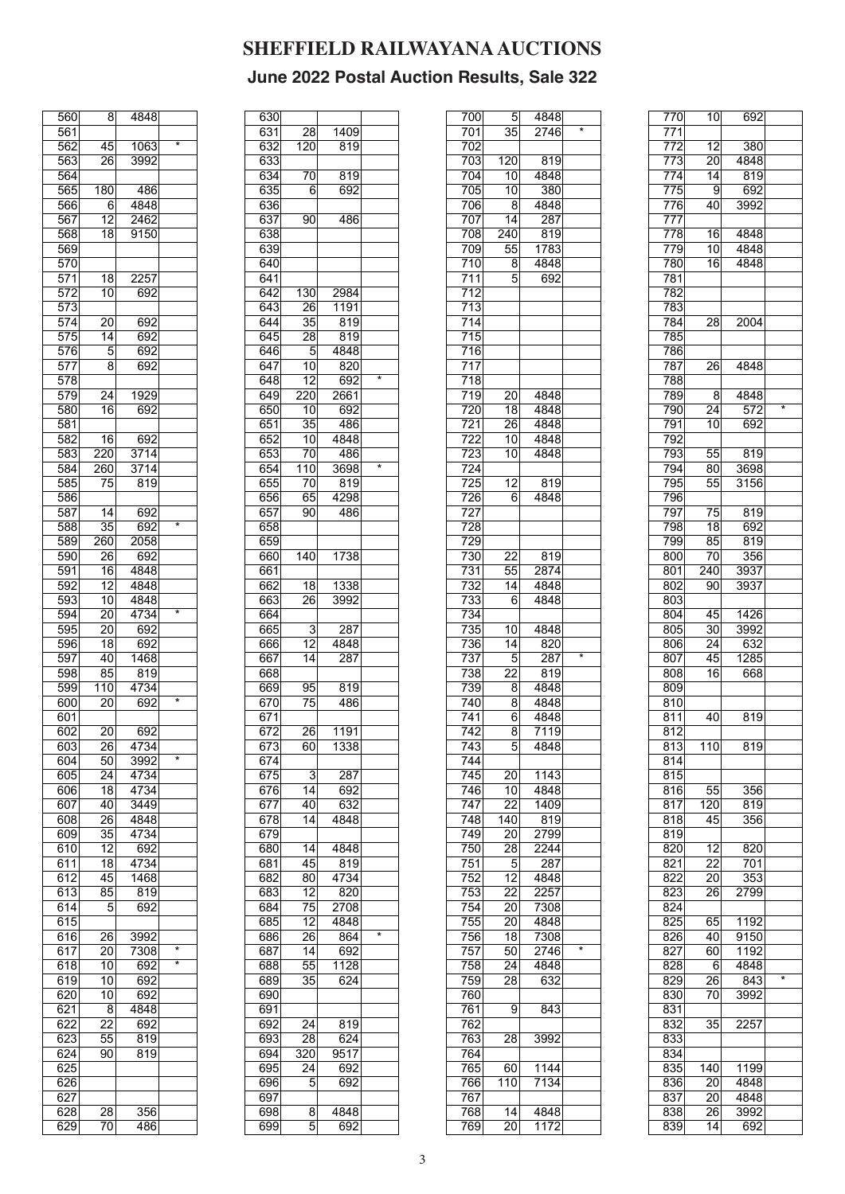# SHEFFIELD RAILWAYANA AUCTIONS

## June 2022 Postal Auction Results, Sale 322

| Lot | Price | Buyer | |
|---|---|---|---|
| 560 | 8 | 4848 | |
| 561 | | | |
| 562 | 45 | 1063 | * |
| 563 | 26 | 3992 | |
| 564 | | | |
| 565 | 180 | 486 | |
| 566 | 6 | 4848 | |
| 567 | 12 | 2462 | |
| 568 | 18 | 9150 | |
| 569 | | | |
| 570 | | | |
| 571 | 18 | 2257 | |
| 572 | 10 | 692 | |
| 573 | | | |
| 574 | 20 | 692 | |
| 575 | 14 | 692 | |
| 576 | 5 | 692 | |
| 577 | 8 | 692 | |
| 578 | | | |
| 579 | 24 | 1929 | |
| 580 | 16 | 692 | |
| 581 | | | |
| 582 | 16 | 692 | |
| 583 | 220 | 3714 | |
| 584 | 260 | 3714 | |
| 585 | 75 | 819 | |
| 586 | | | |
| 587 | 14 | 692 | |
| 588 | 35 | 692 | * |
| 589 | 260 | 2058 | |
| 590 | 26 | 692 | |
| 591 | 16 | 4848 | |
| 592 | 12 | 4848 | |
| 593 | 10 | 4848 | |
| 594 | 20 | 4734 | * |
| 595 | 20 | 692 | |
| 596 | 18 | 692 | |
| 597 | 40 | 1468 | |
| 598 | 85 | 819 | |
| 599 | 110 | 4734 | |
| 600 | 20 | 692 | * |
| 601 | | | |
| 602 | 20 | 692 | |
| 603 | 26 | 4734 | |
| 604 | 50 | 3992 | * |
| 605 | 24 | 4734 | |
| 606 | 18 | 4734 | |
| 607 | 40 | 3449 | |
| 608 | 26 | 4848 | |
| 609 | 35 | 4734 | |
| 610 | 12 | 692 | |
| 611 | 18 | 4734 | |
| 612 | 45 | 1468 | |
| 613 | 85 | 819 | |
| 614 | 5 | 692 | |
| 615 | | | |
| 616 | 26 | 3992 | |
| 617 | 20 | 7308 | * |
| 618 | 10 | 692 | * |
| 619 | 10 | 692 | |
| 620 | 10 | 692 | |
| 621 | 8 | 4848 | |
| 622 | 22 | 692 | |
| 623 | 55 | 819 | |
| 624 | 90 | 819 | |
| 625 | | | |
| 626 | | | |
| 627 | | | |
| 628 | 28 | 356 | |
| 629 | 70 | 486 | |
| 630 | | | |
| 631 | 28 | 1409 | |
| 632 | 120 | 819 | |
| 633 | | | |
| 634 | 70 | 819 | |
| 635 | 6 | 692 | |
| 636 | | | |
| 637 | 90 | 486 | |
| 638 | | | |
| 639 | | | |
| 640 | | | |
| 641 | | | |
| 642 | 130 | 2984 | |
| 643 | 26 | 1191 | |
| 644 | 35 | 819 | |
| 645 | 28 | 819 | |
| 646 | 5 | 4848 | |
| 647 | 10 | 820 | |
| 648 | 12 | 692 | * |
| 649 | 220 | 2661 | |
| 650 | 10 | 692 | |
| 651 | 35 | 486 | |
| 652 | 10 | 4848 | |
| 653 | 70 | 486 | |
| 654 | 110 | 3698 | * |
| 655 | 70 | 819 | |
| 656 | 65 | 4298 | |
| 657 | 90 | 486 | |
| 658 | | | |
| 659 | | | |
| 660 | 140 | 1738 | |
| 661 | | | |
| 662 | 18 | 1338 | |
| 663 | 26 | 3992 | |
| 664 | | | |
| 665 | 3 | 287 | |
| 666 | 12 | 4848 | |
| 667 | 14 | 287 | |
| 668 | | | |
| 669 | 95 | 819 | |
| 670 | 75 | 486 | |
| 671 | | | |
| 672 | 26 | 1191 | |
| 673 | 60 | 1338 | |
| 674 | | | |
| 675 | 3 | 287 | |
| 676 | 14 | 692 | |
| 677 | 40 | 632 | |
| 678 | 14 | 4848 | |
| 679 | | | |
| 680 | 14 | 4848 | |
| 681 | 45 | 819 | |
| 682 | 80 | 4734 | |
| 683 | 12 | 820 | |
| 684 | 75 | 2708 | |
| 685 | 12 | 4848 | |
| 686 | 26 | 864 | * |
| 687 | 14 | 692 | |
| 688 | 55 | 1128 | |
| 689 | 35 | 624 | |
| 690 | | | |
| 691 | | | |
| 692 | 24 | 819 | |
| 693 | 28 | 624 | |
| 694 | 320 | 9517 | |
| 695 | 24 | 692 | |
| 696 | 5 | 692 | |
| 697 | | | |
| 698 | 8 | 4848 | |
| 699 | 5 | 692 | |
| 700 | 5 | 4848 | |
| 701 | 35 | 2746 | * |
| 702 | | | |
| 703 | 120 | 819 | |
| 704 | 10 | 4848 | |
| 705 | 10 | 380 | |
| 706 | 8 | 4848 | |
| 707 | 14 | 287 | |
| 708 | 240 | 819 | |
| 709 | 55 | 1783 | |
| 710 | 8 | 4848 | |
| 711 | 5 | 692 | |
| 712 | | | |
| 713 | | | |
| 714 | | | |
| 715 | | | |
| 716 | | | |
| 717 | | | |
| 718 | | | |
| 719 | 20 | 4848 | |
| 720 | 18 | 4848 | |
| 721 | 26 | 4848 | |
| 722 | 10 | 4848 | |
| 723 | 10 | 4848 | |
| 724 | | | |
| 725 | 12 | 819 | |
| 726 | 6 | 4848 | |
| 727 | | | |
| 728 | | | |
| 729 | | | |
| 730 | 22 | 819 | |
| 731 | 55 | 2874 | |
| 732 | 14 | 4848 | |
| 733 | 6 | 4848 | |
| 734 | | | |
| 735 | 10 | 4848 | |
| 736 | 14 | 820 | |
| 737 | 5 | 287 | * |
| 738 | 22 | 819 | |
| 739 | 8 | 4848 | |
| 740 | 8 | 4848 | |
| 741 | 6 | 4848 | |
| 742 | 8 | 7119 | |
| 743 | 5 | 4848 | |
| 744 | | | |
| 745 | 20 | 1143 | |
| 746 | 10 | 4848 | |
| 747 | 22 | 1409 | |
| 748 | 140 | 819 | |
| 749 | 20 | 2799 | |
| 750 | 28 | 2244 | |
| 751 | 5 | 287 | |
| 752 | 12 | 4848 | |
| 753 | 22 | 2257 | |
| 754 | 20 | 7308 | |
| 755 | 20 | 4848 | |
| 756 | 18 | 7308 | |
| 757 | 50 | 2746 | * |
| 758 | 24 | 4848 | |
| 759 | 28 | 632 | |
| 760 | | | |
| 761 | 9 | 843 | |
| 762 | | | |
| 763 | 28 | 3992 | |
| 764 | | | |
| 765 | 60 | 1144 | |
| 766 | 110 | 7134 | |
| 767 | | | |
| 768 | 14 | 4848 | |
| 769 | 20 | 1172 | |
| 770 | 10 | 692 | |
| 771 | | | |
| 772 | 12 | 380 | |
| 773 | 20 | 4848 | |
| 774 | 14 | 819 | |
| 775 | 9 | 692 | |
| 776 | 40 | 3992 | |
| 777 | | | |
| 778 | 16 | 4848 | |
| 779 | 10 | 4848 | |
| 780 | 16 | 4848 | |
| 781 | | | |
| 782 | | | |
| 783 | | | |
| 784 | 28 | 2004 | |
| 785 | | | |
| 786 | | | |
| 787 | 26 | 4848 | |
| 788 | | | |
| 789 | 8 | 4848 | |
| 790 | 24 | 572 | * |
| 791 | 10 | 692 | |
| 792 | | | |
| 793 | 55 | 819 | |
| 794 | 80 | 3698 | |
| 795 | 55 | 3156 | |
| 796 | | | |
| 797 | 75 | 819 | |
| 798 | 18 | 692 | |
| 799 | 85 | 819 | |
| 800 | 70 | 356 | |
| 801 | 240 | 3937 | |
| 802 | 90 | 3937 | |
| 803 | | | |
| 804 | 45 | 1426 | |
| 805 | 30 | 3992 | |
| 806 | 24 | 632 | |
| 807 | 45 | 1285 | |
| 808 | 16 | 668 | |
| 809 | | | |
| 810 | | | |
| 811 | 40 | 819 | |
| 812 | | | |
| 813 | 110 | 819 | |
| 814 | | | |
| 815 | | | |
| 816 | 55 | 356 | |
| 817 | 120 | 819 | |
| 818 | 45 | 356 | |
| 819 | | | |
| 820 | 12 | 820 | |
| 821 | 22 | 701 | |
| 822 | 20 | 353 | |
| 823 | 26 | 2799 | |
| 824 | | | |
| 825 | 65 | 1192 | |
| 826 | 40 | 9150 | |
| 827 | 60 | 1192 | |
| 828 | 6 | 4848 | |
| 829 | 26 | 843 | * |
| 830 | 70 | 3992 | |
| 831 | | | |
| 832 | 35 | 2257 | |
| 833 | | | |
| 834 | | | |
| 835 | 140 | 1199 | |
| 836 | 20 | 4848 | |
| 837 | 20 | 4848 | |
| 838 | 26 | 3992 | |
| 839 | 14 | 692 | |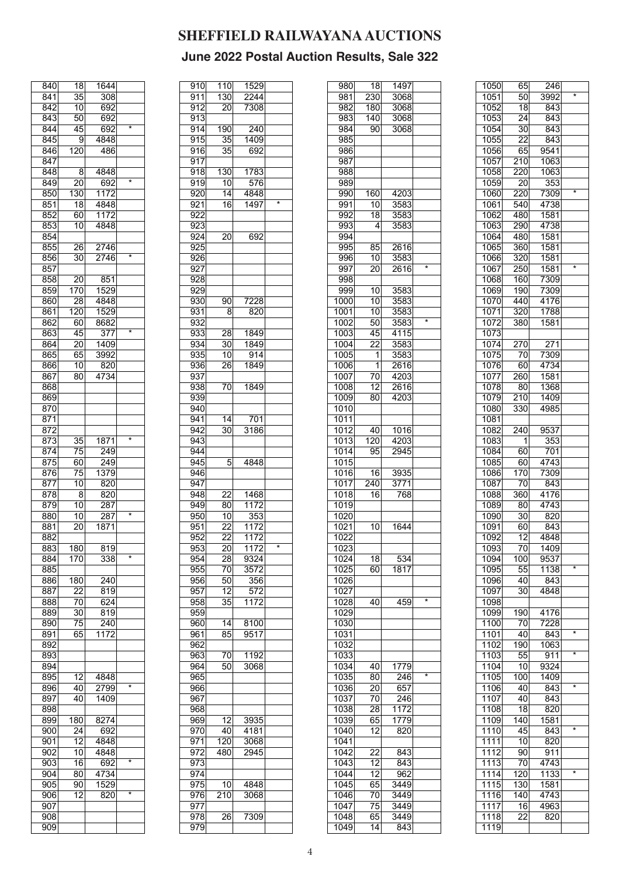# SHEFFIELD RAILWAYANA AUCTIONS

## June 2022 Postal Auction Results, Sale 322

| | | | |
|---|---|---|---|
| 840 | 18 | 1644 | |
| 841 | 35 | 308 | |
| 842 | 10 | 692 | |
| 843 | 50 | 692 | |
| 844 | 45 | 692 | * |
| 845 | 9 | 4848 | |
| 846 | 120 | 486 | |
| 847 | | | |
| 848 | 8 | 4848 | |
| 849 | 20 | 692 | * |
| 850 | 130 | 1172 | |
| 851 | 18 | 4848 | |
| 852 | 60 | 1172 | |
| 853 | 10 | 4848 | |
| 854 | | | |
| 855 | 26 | 2746 | |
| 856 | 30 | 2746 | * |
| 857 | | | |
| 858 | 20 | 851 | |
| 859 | 170 | 1529 | |
| 860 | 28 | 4848 | |
| 861 | 120 | 1529 | |
| 862 | 60 | 8682 | |
| 863 | 45 | 377 | * |
| 864 | 20 | 1409 | |
| 865 | 65 | 3992 | |
| 866 | 10 | 820 | |
| 867 | 80 | 4734 | |
| 868 | | | |
| 869 | | | |
| 870 | | | |
| 871 | | | |
| 872 | | | |
| 873 | 35 | 1871 | * |
| 874 | 75 | 249 | |
| 875 | 60 | 249 | |
| 876 | 75 | 1379 | |
| 877 | 10 | 820 | |
| 878 | 8 | 820 | |
| 879 | 10 | 287 | |
| 880 | 10 | 287 | * |
| 881 | 20 | 1871 | |
| 882 | | | |
| 883 | 180 | 819 | |
| 884 | 170 | 338 | * |
| 885 | | | |
| 886 | 180 | 240 | |
| 887 | 22 | 819 | |
| 888 | 70 | 624 | |
| 889 | 30 | 819 | |
| 890 | 75 | 240 | |
| 891 | 65 | 1172 | |
| 892 | | | |
| 893 | | | |
| 894 | | | |
| 895 | 12 | 4848 | |
| 896 | 40 | 2799 | * |
| 897 | 40 | 1409 | |
| 898 | | | |
| 899 | 180 | 8274 | |
| 900 | 24 | 692 | |
| 901 | 12 | 4848 | |
| 902 | 10 | 4848 | |
| 903 | 16 | 692 | * |
| 904 | 80 | 4734 | |
| 905 | 90 | 1529 | |
| 906 | 12 | 820 | * |
| 907 | | | |
| 908 | | | |
| 909 | | | |
| 910 | 110 | 1529 | |
| 911 | 130 | 2244 | |
| 912 | 20 | 7308 | |
| 913 | | | |
| 914 | 190 | 240 | |
| 915 | 35 | 1409 | |
| 916 | 35 | 692 | |
| 917 | | | |
| 918 | 130 | 1783 | |
| 919 | 10 | 576 | |
| 920 | 14 | 4848 | |
| 921 | 16 | 1497 | * |
| 922 | | | |
| 923 | | | |
| 924 | 20 | 692 | |
| 925 | | | |
| 926 | | | |
| 927 | | | |
| 928 | | | |
| 929 | | | |
| 930 | 90 | 7228 | |
| 931 | 8 | 820 | |
| 932 | | | |
| 933 | 28 | 1849 | |
| 934 | 30 | 1849 | |
| 935 | 10 | 914 | |
| 936 | 26 | 1849 | |
| 937 | | | |
| 938 | 70 | 1849 | |
| 939 | | | |
| 940 | | | |
| 941 | 14 | 701 | |
| 942 | 30 | 3186 | |
| 943 | | | |
| 944 | | | |
| 945 | 5 | 4848 | |
| 946 | | | |
| 947 | | | |
| 948 | 22 | 1468 | |
| 949 | 80 | 1172 | |
| 950 | 10 | 353 | |
| 951 | 22 | 1172 | |
| 952 | 22 | 1172 | |
| 953 | 20 | 1172 | * |
| 954 | 28 | 9324 | |
| 955 | 70 | 3572 | |
| 956 | 50 | 356 | |
| 957 | 12 | 572 | |
| 958 | 35 | 1172 | |
| 959 | | | |
| 960 | 14 | 8100 | |
| 961 | 85 | 9517 | |
| 962 | | | |
| 963 | 70 | 1192 | |
| 964 | 50 | 3068 | |
| 965 | | | |
| 966 | | | |
| 967 | | | |
| 968 | | | |
| 969 | 12 | 3935 | |
| 970 | 40 | 4181 | |
| 971 | 120 | 3068 | |
| 972 | 480 | 2945 | |
| 973 | | | |
| 974 | | | |
| 975 | 10 | 4848 | |
| 976 | 210 | 3068 | |
| 977 | | | |
| 978 | 26 | 7309 | |
| 979 | | | |
| 980 | 18 | 1497 | |
| 981 | 230 | 3068 | |
| 982 | 180 | 3068 | |
| 983 | 140 | 3068 | |
| 984 | 90 | 3068 | |
| 985 | | | |
| 986 | | | |
| 987 | | | |
| 988 | | | |
| 989 | | | |
| 990 | 160 | 4203 | |
| 991 | 10 | 3583 | |
| 992 | 18 | 3583 | |
| 993 | 4 | 3583 | |
| 994 | | | |
| 995 | 85 | 2616 | |
| 996 | 10 | 3583 | |
| 997 | 20 | 2616 | * |
| 998 | | | |
| 999 | 10 | 3583 | |
| 1000 | 10 | 3583 | |
| 1001 | 10 | 3583 | |
| 1002 | 50 | 3583 | * |
| 1003 | 45 | 4115 | |
| 1004 | 22 | 3583 | |
| 1005 | 1 | 3583 | |
| 1006 | 1 | 2616 | |
| 1007 | 70 | 4203 | |
| 1008 | 12 | 2616 | |
| 1009 | 80 | 4203 | |
| 1010 | | | |
| 1011 | | | |
| 1012 | 40 | 1016 | |
| 1013 | 120 | 4203 | |
| 1014 | 95 | 2945 | |
| 1015 | | | |
| 1016 | 16 | 3935 | |
| 1017 | 240 | 3771 | |
| 1018 | 16 | 768 | |
| 1019 | | | |
| 1020 | | | |
| 1021 | 10 | 1644 | |
| 1022 | | | |
| 1023 | | | |
| 1024 | 18 | 534 | |
| 1025 | 60 | 1817 | |
| 1026 | | | |
| 1027 | | | |
| 1028 | 40 | 459 | * |
| 1029 | | | |
| 1030 | | | |
| 1031 | | | |
| 1032 | | | |
| 1033 | | | |
| 1034 | 40 | 1779 | |
| 1035 | 80 | 246 | * |
| 1036 | 20 | 657 | |
| 1037 | 70 | 246 | |
| 1038 | 28 | 1172 | |
| 1039 | 65 | 1779 | |
| 1040 | 12 | 820 | |
| 1041 | | | |
| 1042 | 22 | 843 | |
| 1043 | 12 | 843 | |
| 1044 | 12 | 962 | |
| 1045 | 65 | 3449 | |
| 1046 | 70 | 3449 | |
| 1047 | 75 | 3449 | |
| 1048 | 65 | 3449 | |
| 1049 | 14 | 843 | |
| 1050 | 65 | 246 | |
| 1051 | 50 | 3992 | * |
| 1052 | 18 | 843 | |
| 1053 | 24 | 843 | |
| 1054 | 30 | 843 | |
| 1055 | 22 | 843 | |
| 1056 | 65 | 9541 | |
| 1057 | 210 | 1063 | |
| 1058 | 220 | 1063 | |
| 1059 | 20 | 353 | |
| 1060 | 220 | 7309 | * |
| 1061 | 540 | 4738 | |
| 1062 | 480 | 1581 | |
| 1063 | 290 | 4738 | |
| 1064 | 480 | 1581 | |
| 1065 | 360 | 1581 | |
| 1066 | 320 | 1581 | |
| 1067 | 250 | 1581 | * |
| 1068 | 160 | 7309 | |
| 1069 | 190 | 7309 | |
| 1070 | 440 | 4176 | |
| 1071 | 320 | 1788 | |
| 1072 | 380 | 1581 | |
| 1073 | | | |
| 1074 | 270 | 271 | |
| 1075 | 70 | 7309 | |
| 1076 | 60 | 4734 | |
| 1077 | 260 | 1581 | |
| 1078 | 80 | 1368 | |
| 1079 | 210 | 1409 | |
| 1080 | 330 | 4985 | |
| 1081 | | | |
| 1082 | 240 | 9537 | |
| 1083 | 1 | 353 | |
| 1084 | 60 | 701 | |
| 1085 | 60 | 4743 | |
| 1086 | 170 | 7309 | |
| 1087 | 70 | 843 | |
| 1088 | 360 | 4176 | |
| 1089 | 80 | 4743 | |
| 1090 | 30 | 820 | |
| 1091 | 60 | 843 | |
| 1092 | 12 | 4848 | |
| 1093 | 70 | 1409 | |
| 1094 | 100 | 9537 | |
| 1095 | 55 | 1138 | * |
| 1096 | 40 | 843 | |
| 1097 | 30 | 4848 | |
| 1098 | | | |
| 1099 | 190 | 4176 | |
| 1100 | 70 | 7228 | |
| 1101 | 40 | 843 | * |
| 1102 | 190 | 1063 | |
| 1103 | 55 | 911 | * |
| 1104 | 10 | 9324 | |
| 1105 | 100 | 1409 | |
| 1106 | 40 | 843 | * |
| 1107 | 40 | 843 | |
| 1108 | 18 | 820 | |
| 1109 | 140 | 1581 | |
| 1110 | 45 | 843 | * |
| 1111 | 10 | 820 | |
| 1112 | 90 | 911 | |
| 1113 | 70 | 4743 | |
| 1114 | 120 | 1133 | * |
| 1115 | 130 | 1581 | |
| 1116 | 140 | 4743 | |
| 1117 | 16 | 4963 | |
| 1118 | 22 | 820 | |
| 1119 | | | |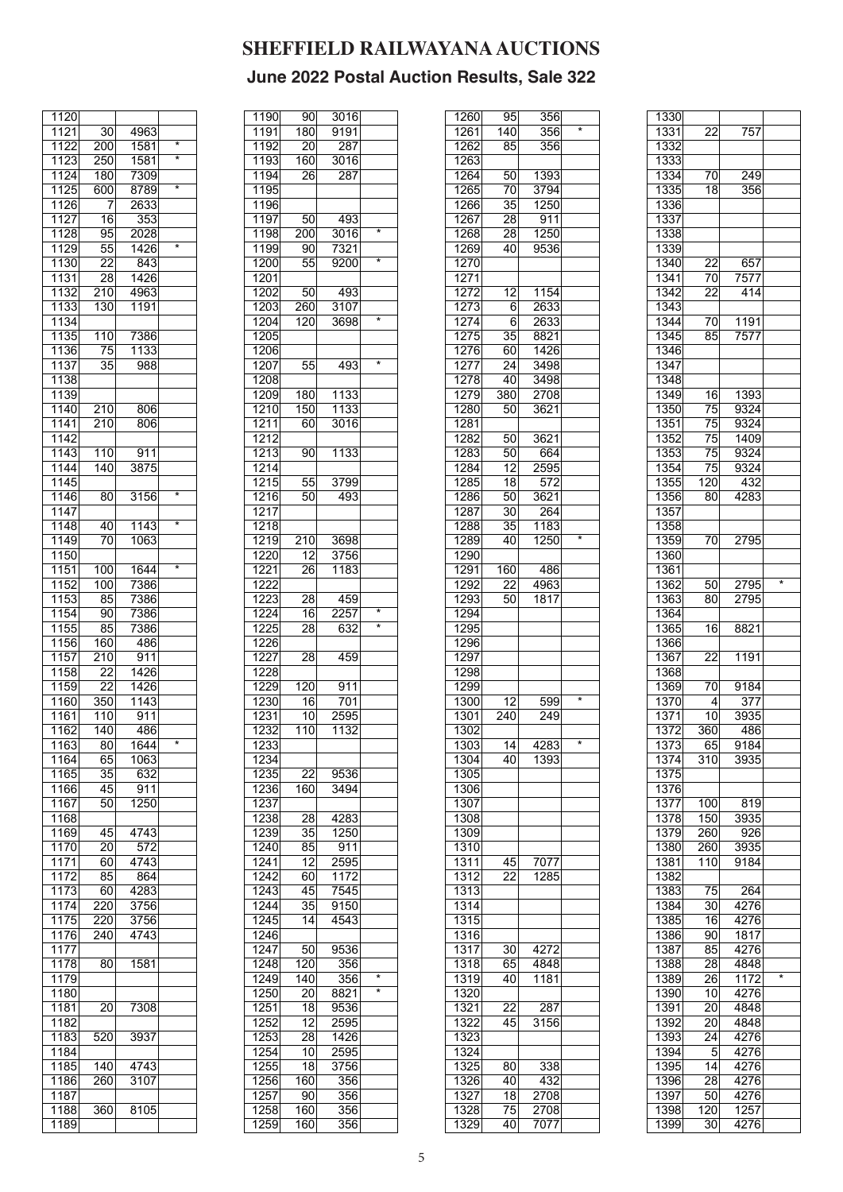# SHEFFIELD RAILWAYANA AUCTIONS

## June 2022 Postal Auction Results, Sale 322

| | | | |
|---|---|---|---|
| 1120 | | | |
| 1121 | 30 | 4963 | |
| 1122 | 200 | 1581 | * |
| 1123 | 250 | 1581 | * |
| 1124 | 180 | 7309 | |
| 1125 | 600 | 8789 | * |
| 1126 | 7 | 2633 | |
| 1127 | 16 | 353 | |
| 1128 | 95 | 2028 | |
| 1129 | 55 | 1426 | * |
| 1130 | 22 | 843 | |
| 1131 | 28 | 1426 | |
| 1132 | 210 | 4963 | |
| 1133 | 130 | 1191 | |
| 1134 | | | |
| 1135 | 110 | 7386 | |
| 1136 | 75 | 1133 | |
| 1137 | 35 | 988 | |
| 1138 | | | |
| 1139 | | | |
| 1140 | 210 | 806 | |
| 1141 | 210 | 806 | |
| 1142 | | | |
| 1143 | 110 | 911 | |
| 1144 | 140 | 3875 | |
| 1145 | | | |
| 1146 | 80 | 3156 | * |
| 1147 | | | |
| 1148 | 40 | 1143 | * |
| 1149 | 70 | 1063 | |
| 1150 | | | |
| 1151 | 100 | 1644 | * |
| 1152 | 100 | 7386 | |
| 1153 | 85 | 7386 | |
| 1154 | 90 | 7386 | |
| 1155 | 85 | 7386 | |
| 1156 | 160 | 486 | |
| 1157 | 210 | 911 | |
| 1158 | 22 | 1426 | |
| 1159 | 22 | 1426 | |
| 1160 | 350 | 1143 | |
| 1161 | 110 | 911 | |
| 1162 | 140 | 486 | |
| 1163 | 80 | 1644 | * |
| 1164 | 65 | 1063 | |
| 1165 | 35 | 632 | |
| 1166 | 45 | 911 | |
| 1167 | 50 | 1250 | |
| 1168 | | | |
| 1169 | 45 | 4743 | |
| 1170 | 20 | 572 | |
| 1171 | 60 | 4743 | |
| 1172 | 85 | 864 | |
| 1173 | 60 | 4283 | |
| 1174 | 220 | 3756 | |
| 1175 | 220 | 3756 | |
| 1176 | 240 | 4743 | |
| 1177 | | | |
| 1178 | 80 | 1581 | |
| 1179 | | | |
| 1180 | | | |
| 1181 | 20 | 7308 | |
| 1182 | | | |
| 1183 | 520 | 3937 | |
| 1184 | | | |
| 1185 | 140 | 4743 | |
| 1186 | 260 | 3107 | |
| 1187 | | | |
| 1188 | 360 | 8105 | |
| 1189 | | | |
| 1190 | 90 | 3016 | |
| 1191 | 180 | 9191 | |
| 1192 | 20 | 287 | |
| 1193 | 160 | 3016 | |
| 1194 | 26 | 287 | |
| 1195 | | | |
| 1196 | | | |
| 1197 | 50 | 493 | |
| 1198 | 200 | 3016 | * |
| 1199 | 90 | 7321 | |
| 1200 | 55 | 9200 | * |
| 1201 | | | |
| 1202 | 50 | 493 | |
| 1203 | 260 | 3107 | |
| 1204 | 120 | 3698 | * |
| 1205 | | | |
| 1206 | | | |
| 1207 | 55 | 493 | * |
| 1208 | | | |
| 1209 | 180 | 1133 | |
| 1210 | 150 | 1133 | |
| 1211 | 60 | 3016 | |
| 1212 | | | |
| 1213 | 90 | 1133 | |
| 1214 | | | |
| 1215 | 55 | 3799 | |
| 1216 | 50 | 493 | |
| 1217 | | | |
| 1218 | | | |
| 1219 | 210 | 3698 | |
| 1220 | 12 | 3756 | |
| 1221 | 26 | 1183 | |
| 1222 | | | |
| 1223 | 28 | 459 | |
| 1224 | 16 | 2257 | * |
| 1225 | 28 | 632 | * |
| 1226 | | | |
| 1227 | 28 | 459 | |
| 1228 | | | |
| 1229 | 120 | 911 | |
| 1230 | 16 | 701 | |
| 1231 | 10 | 2595 | |
| 1232 | 110 | 1132 | |
| 1233 | | | |
| 1234 | | | |
| 1235 | 22 | 9536 | |
| 1236 | 160 | 3494 | |
| 1237 | | | |
| 1238 | 28 | 4283 | |
| 1239 | 35 | 1250 | |
| 1240 | 85 | 911 | |
| 1241 | 12 | 2595 | |
| 1242 | 60 | 1172 | |
| 1243 | 45 | 7545 | |
| 1244 | 35 | 9150 | |
| 1245 | 14 | 4543 | |
| 1246 | | | |
| 1247 | 50 | 9536 | |
| 1248 | 120 | 356 | |
| 1249 | 140 | 356 | * |
| 1250 | 20 | 8821 | * |
| 1251 | 18 | 9536 | |
| 1252 | 12 | 2595 | |
| 1253 | 28 | 1426 | |
| 1254 | 10 | 2595 | |
| 1255 | 18 | 3756 | |
| 1256 | 160 | 356 | |
| 1257 | 90 | 356 | |
| 1258 | 160 | 356 | |
| 1259 | 160 | 356 | |
| 1260 | 95 | 356 | |
| 1261 | 140 | 356 | * |
| 1262 | 85 | 356 | |
| 1263 | | | |
| 1264 | 50 | 1393 | |
| 1265 | 70 | 3794 | |
| 1266 | 35 | 1250 | |
| 1267 | 28 | 911 | |
| 1268 | 28 | 1250 | |
| 1269 | 40 | 9536 | |
| 1270 | | | |
| 1271 | | | |
| 1272 | 12 | 1154 | |
| 1273 | 6 | 2633 | |
| 1274 | 6 | 2633 | |
| 1275 | 35 | 8821 | |
| 1276 | 60 | 1426 | |
| 1277 | 24 | 3498 | |
| 1278 | 40 | 3498 | |
| 1279 | 380 | 2708 | |
| 1280 | 50 | 3621 | |
| 1281 | | | |
| 1282 | 50 | 3621 | |
| 1283 | 50 | 664 | |
| 1284 | 12 | 2595 | |
| 1285 | 18 | 572 | |
| 1286 | 50 | 3621 | |
| 1287 | 30 | 264 | |
| 1288 | 35 | 1183 | |
| 1289 | 40 | 1250 | * |
| 1290 | | | |
| 1291 | 160 | 486 | |
| 1292 | 22 | 4963 | |
| 1293 | 50 | 1817 | |
| 1294 | | | |
| 1295 | | | |
| 1296 | | | |
| 1297 | | | |
| 1298 | | | |
| 1299 | | | |
| 1300 | 12 | 599 | * |
| 1301 | 240 | 249 | |
| 1302 | | | |
| 1303 | 14 | 4283 | * |
| 1304 | 40 | 1393 | |
| 1305 | | | |
| 1306 | | | |
| 1307 | | | |
| 1308 | | | |
| 1309 | | | |
| 1310 | | | |
| 1311 | 45 | 7077 | |
| 1312 | 22 | 1285 | |
| 1313 | | | |
| 1314 | | | |
| 1315 | | | |
| 1316 | | | |
| 1317 | 30 | 4272 | |
| 1318 | 65 | 4848 | |
| 1319 | 40 | 1181 | |
| 1320 | | | |
| 1321 | 22 | 287 | |
| 1322 | 45 | 3156 | |
| 1323 | | | |
| 1324 | | | |
| 1325 | 80 | 338 | |
| 1326 | 40 | 432 | |
| 1327 | 18 | 2708 | |
| 1328 | 75 | 2708 | |
| 1329 | 40 | 7077 | |
| 1330 | | | |
| 1331 | 22 | 757 | |
| 1332 | | | |
| 1333 | | | |
| 1334 | 70 | 249 | |
| 1335 | 18 | 356 | |
| 1336 | | | |
| 1337 | | | |
| 1338 | | | |
| 1339 | | | |
| 1340 | 22 | 657 | |
| 1341 | 70 | 7577 | |
| 1342 | 22 | 414 | |
| 1343 | | | |
| 1344 | 70 | 1191 | |
| 1345 | 85 | 7577 | |
| 1346 | | | |
| 1347 | | | |
| 1348 | | | |
| 1349 | 16 | 1393 | |
| 1350 | 75 | 9324 | |
| 1351 | 75 | 9324 | |
| 1352 | 75 | 1409 | |
| 1353 | 75 | 9324 | |
| 1354 | 75 | 9324 | |
| 1355 | 120 | 432 | |
| 1356 | 80 | 4283 | |
| 1357 | | | |
| 1358 | | | |
| 1359 | 70 | 2795 | |
| 1360 | | | |
| 1361 | | | |
| 1362 | 50 | 2795 | * |
| 1363 | 80 | 2795 | |
| 1364 | | | |
| 1365 | 16 | 8821 | |
| 1366 | | | |
| 1367 | 22 | 1191 | |
| 1368 | | | |
| 1369 | 70 | 9184 | |
| 1370 | 4 | 377 | |
| 1371 | 10 | 3935 | |
| 1372 | 360 | 486 | |
| 1373 | 65 | 9184 | |
| 1374 | 310 | 3935 | |
| 1375 | | | |
| 1376 | | | |
| 1377 | 100 | 819 | |
| 1378 | 150 | 3935 | |
| 1379 | 260 | 926 | |
| 1380 | 260 | 3935 | |
| 1381 | 110 | 9184 | |
| 1382 | | | |
| 1383 | 75 | 264 | |
| 1384 | 30 | 4276 | |
| 1385 | 16 | 4276 | |
| 1386 | 90 | 1817 | |
| 1387 | 85 | 4276 | |
| 1388 | 28 | 4848 | |
| 1389 | 26 | 1172 | * |
| 1390 | 10 | 4276 | |
| 1391 | 20 | 4848 | |
| 1392 | 20 | 4848 | |
| 1393 | 24 | 4276 | |
| 1394 | 5 | 4276 | |
| 1395 | 14 | 4276 | |
| 1396 | 28 | 4276 | |
| 1397 | 50 | 4276 | |
| 1398 | 120 | 1257 | |
| 1399 | 30 | 4276 | |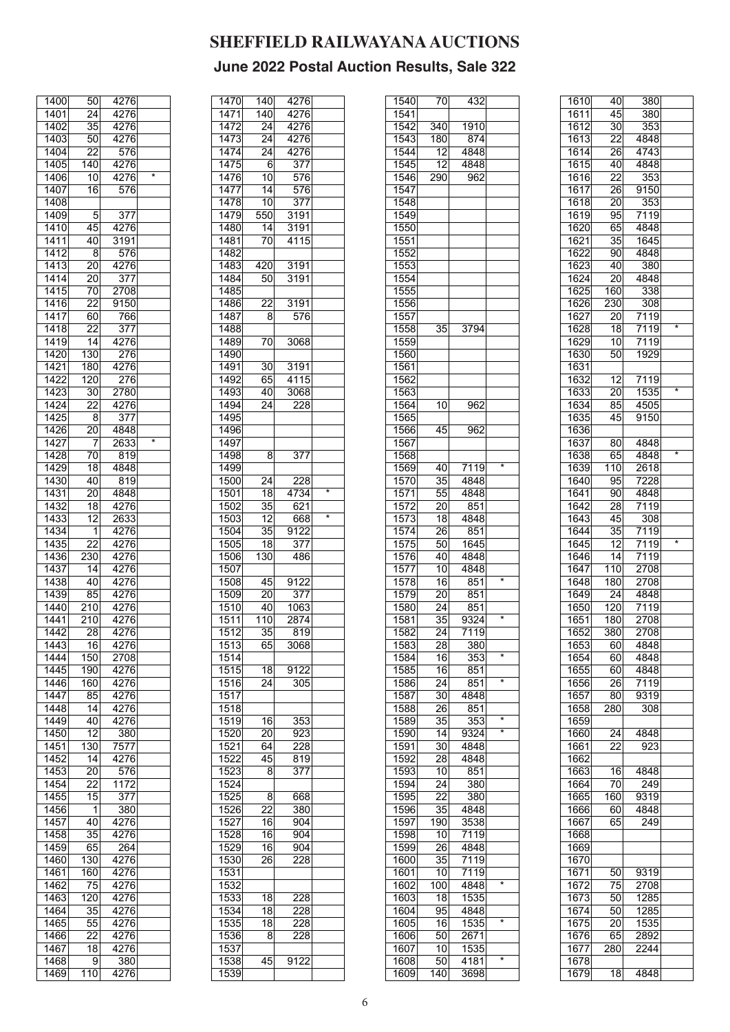# SHEFFIELD RAILWAYANA AUCTIONS

## June 2022 Postal Auction Results, Sale 322

| Lot | Price | Buyer | |
|---|---|---|---|
| 1400 | 50 | 4276 | |
| 1401 | 24 | 4276 | |
| 1402 | 35 | 4276 | |
| 1403 | 50 | 4276 | |
| 1404 | 22 | 576 | |
| 1405 | 140 | 4276 | |
| 1406 | 10 | 4276 | * |
| 1407 | 16 | 576 | |
| 1408 | | | |
| 1409 | 5 | 377 | |
| 1410 | 45 | 4276 | |
| 1411 | 40 | 3191 | |
| 1412 | 8 | 576 | |
| 1413 | 20 | 4276 | |
| 1414 | 20 | 377 | |
| 1415 | 70 | 2708 | |
| 1416 | 22 | 9150 | |
| 1417 | 60 | 766 | |
| 1418 | 22 | 377 | |
| 1419 | 14 | 4276 | |
| 1420 | 130 | 276 | |
| 1421 | 180 | 4276 | |
| 1422 | 120 | 276 | |
| 1423 | 30 | 2780 | |
| 1424 | 22 | 4276 | |
| 1425 | 8 | 377 | |
| 1426 | 20 | 4848 | |
| 1427 | 7 | 2633 | * |
| 1428 | 70 | 819 | |
| 1429 | 18 | 4848 | |
| 1430 | 40 | 819 | |
| 1431 | 20 | 4848 | |
| 1432 | 18 | 4276 | |
| 1433 | 12 | 2633 | |
| 1434 | 1 | 4276 | |
| 1435 | 22 | 4276 | |
| 1436 | 230 | 4276 | |
| 1437 | 14 | 4276 | |
| 1438 | 40 | 4276 | |
| 1439 | 85 | 4276 | |
| 1440 | 210 | 4276 | |
| 1441 | 210 | 4276 | |
| 1442 | 28 | 4276 | |
| 1443 | 16 | 4276 | |
| 1444 | 150 | 2708 | |
| 1445 | 190 | 4276 | |
| 1446 | 160 | 4276 | |
| 1447 | 85 | 4276 | |
| 1448 | 14 | 4276 | |
| 1449 | 40 | 4276 | |
| 1450 | 12 | 380 | |
| 1451 | 130 | 7577 | |
| 1452 | 14 | 4276 | |
| 1453 | 20 | 576 | |
| 1454 | 22 | 1172 | |
| 1455 | 15 | 377 | |
| 1456 | 1 | 380 | |
| 1457 | 40 | 4276 | |
| 1458 | 35 | 4276 | |
| 1459 | 65 | 264 | |
| 1460 | 130 | 4276 | |
| 1461 | 160 | 4276 | |
| 1462 | 75 | 4276 | |
| 1463 | 120 | 4276 | |
| 1464 | 35 | 4276 | |
| 1465 | 55 | 4276 | |
| 1466 | 22 | 4276 | |
| 1467 | 18 | 4276 | |
| 1468 | 9 | 380 | |
| 1469 | 110 | 4276 | |
| 1470 | 140 | 4276 | |
| 1471 | 140 | 4276 | |
| 1472 | 24 | 4276 | |
| 1473 | 24 | 4276 | |
| 1474 | 24 | 4276 | |
| 1475 | 6 | 377 | |
| 1476 | 10 | 576 | |
| 1477 | 14 | 576 | |
| 1478 | 10 | 377 | |
| 1479 | 550 | 3191 | |
| 1480 | 14 | 3191 | |
| 1481 | 70 | 4115 | |
| 1482 | | | |
| 1483 | 420 | 3191 | |
| 1484 | 50 | 3191 | |
| 1485 | | | |
| 1486 | 22 | 3191 | |
| 1487 | 8 | 576 | |
| 1488 | | | |
| 1489 | 70 | 3068 | |
| 1490 | | | |
| 1491 | 30 | 3191 | |
| 1492 | 65 | 4115 | |
| 1493 | 40 | 3068 | |
| 1494 | 24 | 228 | |
| 1495 | | | |
| 1496 | | | |
| 1497 | | | |
| 1498 | 8 | 377 | |
| 1499 | | | |
| 1500 | 24 | 228 | |
| 1501 | 18 | 4734 | * |
| 1502 | 35 | 621 | |
| 1503 | 12 | 668 | * |
| 1504 | 35 | 9122 | |
| 1505 | 18 | 377 | |
| 1506 | 130 | 486 | |
| 1507 | | | |
| 1508 | 45 | 9122 | |
| 1509 | 20 | 377 | |
| 1510 | 40 | 1063 | |
| 1511 | 110 | 2874 | |
| 1512 | 35 | 819 | |
| 1513 | 65 | 3068 | |
| 1514 | | | |
| 1515 | 18 | 9122 | |
| 1516 | 24 | 305 | |
| 1517 | | | |
| 1518 | | | |
| 1519 | 16 | 353 | |
| 1520 | 20 | 923 | |
| 1521 | 64 | 228 | |
| 1522 | 45 | 819 | |
| 1523 | 8 | 377 | |
| 1524 | | | |
| 1525 | 8 | 668 | |
| 1526 | 22 | 380 | |
| 1527 | 16 | 904 | |
| 1528 | 16 | 904 | |
| 1529 | 16 | 904 | |
| 1530 | 26 | 228 | |
| 1531 | | | |
| 1532 | | | |
| 1533 | 18 | 228 | |
| 1534 | 18 | 228 | |
| 1535 | 18 | 228 | |
| 1536 | 8 | 228 | |
| 1537 | | | |
| 1538 | 45 | 9122 | |
| 1539 | | | |
| 1540 | 70 | 432 | |
| 1541 | | | |
| 1542 | 340 | 1910 | |
| 1543 | 180 | 874 | |
| 1544 | 12 | 4848 | |
| 1545 | 12 | 4848 | |
| 1546 | 290 | 962 | |
| 1547 | | | |
| 1548 | | | |
| 1549 | | | |
| 1550 | | | |
| 1551 | | | |
| 1552 | | | |
| 1553 | | | |
| 1554 | | | |
| 1555 | | | |
| 1556 | | | |
| 1557 | | | |
| 1558 | 35 | 3794 | |
| 1559 | | | |
| 1560 | | | |
| 1561 | | | |
| 1562 | | | |
| 1563 | | | |
| 1564 | 10 | 962 | |
| 1565 | | | |
| 1566 | 45 | 962 | |
| 1567 | | | |
| 1568 | | | |
| 1569 | 40 | 7119 | * |
| 1570 | 35 | 4848 | |
| 1571 | 55 | 4848 | |
| 1572 | 20 | 851 | |
| 1573 | 18 | 4848 | |
| 1574 | 26 | 851 | |
| 1575 | 50 | 1645 | |
| 1576 | 40 | 4848 | |
| 1577 | 10 | 4848 | |
| 1578 | 16 | 851 | * |
| 1579 | 20 | 851 | |
| 1580 | 24 | 851 | |
| 1581 | 35 | 9324 | * |
| 1582 | 24 | 7119 | |
| 1583 | 28 | 380 | |
| 1584 | 16 | 353 | * |
| 1585 | 16 | 851 | |
| 1586 | 24 | 851 | * |
| 1587 | 30 | 4848 | |
| 1588 | 26 | 851 | |
| 1589 | 35 | 353 | * |
| 1590 | 14 | 9324 | * |
| 1591 | 30 | 4848 | |
| 1592 | 28 | 4848 | |
| 1593 | 10 | 851 | |
| 1594 | 24 | 380 | |
| 1595 | 22 | 380 | |
| 1596 | 35 | 4848 | |
| 1597 | 190 | 3538 | |
| 1598 | 10 | 7119 | |
| 1599 | 26 | 4848 | |
| 1600 | 35 | 7119 | |
| 1601 | 10 | 7119 | |
| 1602 | 100 | 4848 | * |
| 1603 | 18 | 1535 | |
| 1604 | 95 | 4848 | |
| 1605 | 16 | 1535 | * |
| 1606 | 50 | 2671 | |
| 1607 | 10 | 1535 | |
| 1608 | 50 | 4181 | * |
| 1609 | 140 | 3698 | |
| 1610 | 40 | 380 | |
| 1611 | 45 | 380 | |
| 1612 | 30 | 353 | |
| 1613 | 22 | 4848 | |
| 1614 | 26 | 4743 | |
| 1615 | 40 | 4848 | |
| 1616 | 22 | 353 | |
| 1617 | 26 | 9150 | |
| 1618 | 20 | 353 | |
| 1619 | 95 | 7119 | |
| 1620 | 65 | 4848 | |
| 1621 | 35 | 1645 | |
| 1622 | 90 | 4848 | |
| 1623 | 40 | 380 | |
| 1624 | 20 | 4848 | |
| 1625 | 160 | 338 | |
| 1626 | 230 | 308 | |
| 1627 | 20 | 7119 | |
| 1628 | 18 | 7119 | * |
| 1629 | 10 | 7119 | |
| 1630 | 50 | 1929 | |
| 1631 | | | |
| 1632 | 12 | 7119 | |
| 1633 | 20 | 1535 | * |
| 1634 | 85 | 4505 | |
| 1635 | 45 | 9150 | |
| 1636 | | | |
| 1637 | 80 | 4848 | |
| 1638 | 65 | 4848 | * |
| 1639 | 110 | 2618 | |
| 1640 | 95 | 7228 | |
| 1641 | 90 | 4848 | |
| 1642 | 28 | 7119 | |
| 1643 | 45 | 308 | |
| 1644 | 35 | 7119 | |
| 1645 | 12 | 7119 | * |
| 1646 | 14 | 7119 | |
| 1647 | 110 | 2708 | |
| 1648 | 180 | 2708 | |
| 1649 | 24 | 4848 | |
| 1650 | 120 | 7119 | |
| 1651 | 180 | 2708 | |
| 1652 | 380 | 2708 | |
| 1653 | 60 | 4848 | |
| 1654 | 60 | 4848 | |
| 1655 | 60 | 4848 | |
| 1656 | 26 | 7119 | |
| 1657 | 80 | 9319 | |
| 1658 | 280 | 308 | |
| 1659 | | | |
| 1660 | 24 | 4848 | |
| 1661 | 22 | 923 | |
| 1662 | | | |
| 1663 | 16 | 4848 | |
| 1664 | 70 | 249 | |
| 1665 | 160 | 9319 | |
| 1666 | 60 | 4848 | |
| 1667 | 65 | 249 | |
| 1668 | | | |
| 1669 | | | |
| 1670 | | | |
| 1671 | 50 | 9319 | |
| 1672 | 75 | 2708 | |
| 1673 | 50 | 1285 | |
| 1674 | 50 | 1285 | |
| 1675 | 20 | 1535 | |
| 1676 | 65 | 2892 | |
| 1677 | 280 | 2244 | |
| 1678 | | | |
| 1679 | 18 | 4848 | |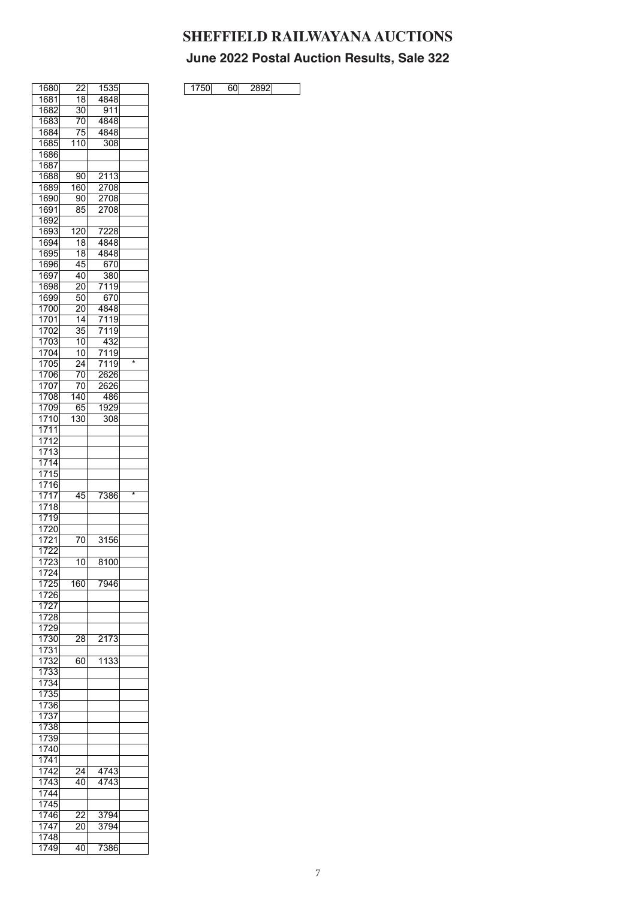# SHEFFIELD RAILWAYANA AUCTIONS

## June 2022 Postal Auction Results, Sale 322

| | | | |
|---|---|---|---|
| 1680 | 22 | 1535 | |
| 1681 | 18 | 4848 | |
| 1682 | 30 | 911 | |
| 1683 | 70 | 4848 | |
| 1684 | 75 | 4848 | |
| 1685 | 110 | 308 | |
| 1686 | | | |
| 1687 | | | |
| 1688 | 90 | 2113 | |
| 1689 | 160 | 2708 | |
| 1690 | 90 | 2708 | |
| 1691 | 85 | 2708 | |
| 1692 | | | |
| 1693 | 120 | 7228 | |
| 1694 | 18 | 4848 | |
| 1695 | 18 | 4848 | |
| 1696 | 45 | 670 | |
| 1697 | 40 | 380 | |
| 1698 | 20 | 7119 | |
| 1699 | 50 | 670 | |
| 1700 | 20 | 4848 | |
| 1701 | 14 | 7119 | |
| 1702 | 35 | 7119 | |
| 1703 | 10 | 432 | |
| 1704 | 10 | 7119 | |
| 1705 | 24 | 7119 | * |
| 1706 | 70 | 2626 | |
| 1707 | 70 | 2626 | |
| 1708 | 140 | 486 | |
| 1709 | 65 | 1929 | |
| 1710 | 130 | 308 | |
| 1711 | | | |
| 1712 | | | |
| 1713 | | | |
| 1714 | | | |
| 1715 | | | |
| 1716 | | | |
| 1717 | 45 | 7386 | * |
| 1718 | | | |
| 1719 | | | |
| 1720 | | | |
| 1721 | 70 | 3156 | |
| 1722 | | | |
| 1723 | 10 | 8100 | |
| 1724 | | | |
| 1725 | 160 | 7946 | |
| 1726 | | | |
| 1727 | | | |
| 1728 | | | |
| 1729 | | | |
| 1730 | 28 | 2173 | |
| 1731 | | | |
| 1732 | 60 | 1133 | |
| 1733 | | | |
| 1734 | | | |
| 1735 | | | |
| 1736 | | | |
| 1737 | | | |
| 1738 | | | |
| 1739 | | | |
| 1740 | | | |
| 1741 | | | |
| 1742 | 24 | 4743 | |
| 1743 | 40 | 4743 | |
| 1744 | | | |
| 1745 | | | |
| 1746 | 22 | 3794 | |
| 1747 | 20 | 3794 | |
| 1748 | | | |
| 1749 | 40 | 7386 | |
| 1750 | 60 | 2892 | |